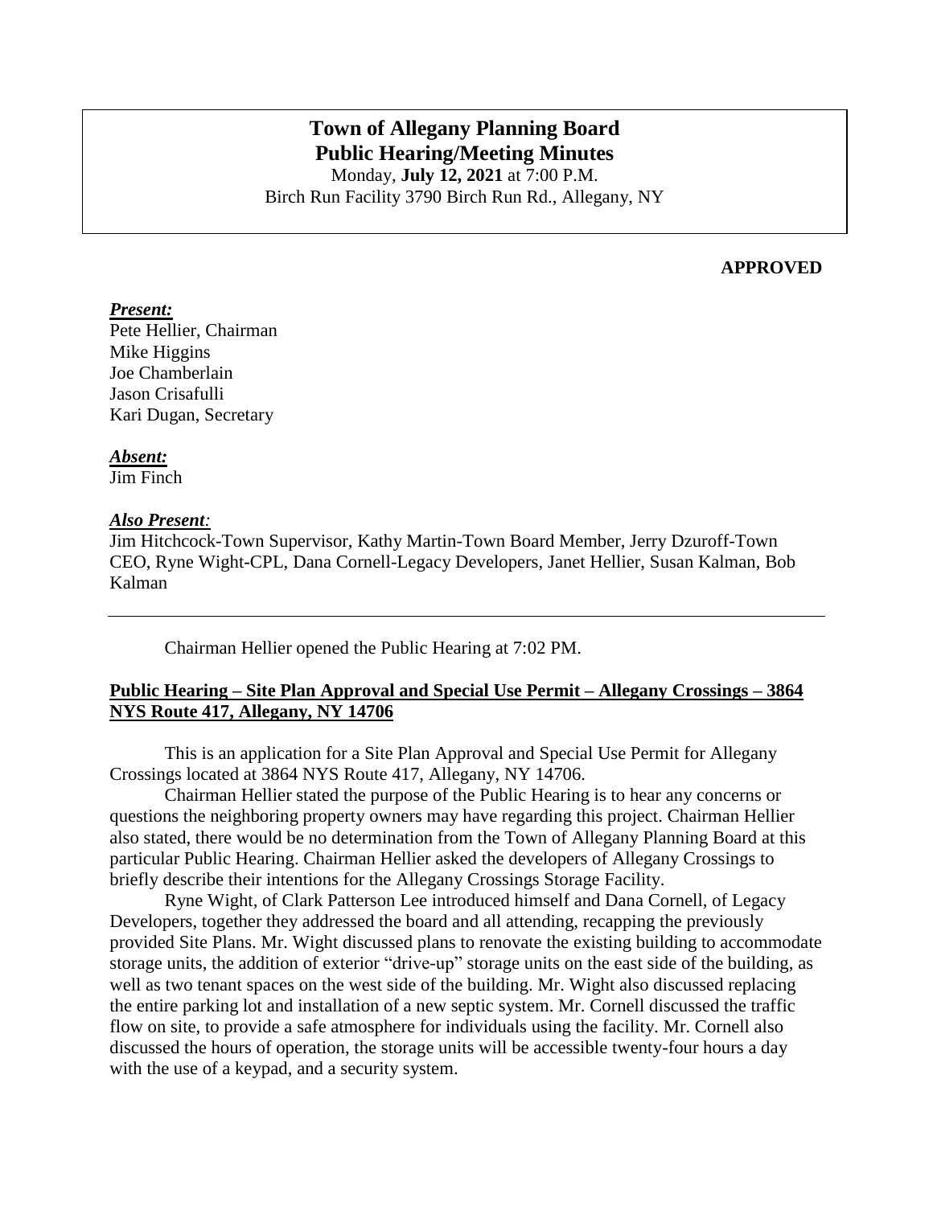# Town of Allegany Planning Board
## Public Hearing/Meeting Minutes

Monday, **July 12, 2021** at 7:00 P.M.
Birch Run Facility 3790 Birch Run Rd., Allegany, NY

**APPROVED**

***Present:***
Pete Hellier, Chairman
Mike Higgins
Joe Chamberlain
Jason Crisafulli
Kari Dugan, Secretary

***Absent:***
Jim Finch

***Also Present:***
Jim Hitchcock-Town Supervisor, Kathy Martin-Town Board Member, Jerry Dzuroff-Town CEO, Ryne Wight-CPL, Dana Cornell-Legacy Developers, Janet Hellier, Susan Kalman, Bob Kalman

---

Chairman Hellier opened the Public Hearing at 7:02 PM.

**Public Hearing – Site Plan Approval and Special Use Permit – Allegany Crossings – 3864 NYS Route 417, Allegany, NY 14706**

This is an application for a Site Plan Approval and Special Use Permit for Allegany Crossings located at 3864 NYS Route 417, Allegany, NY 14706.

Chairman Hellier stated the purpose of the Public Hearing is to hear any concerns or questions the neighboring property owners may have regarding this project. Chairman Hellier also stated, there would be no determination from the Town of Allegany Planning Board at this particular Public Hearing. Chairman Hellier asked the developers of Allegany Crossings to briefly describe their intentions for the Allegany Crossings Storage Facility.

Ryne Wight, of Clark Patterson Lee introduced himself and Dana Cornell, of Legacy Developers, together they addressed the board and all attending, recapping the previously provided Site Plans. Mr. Wight discussed plans to renovate the existing building to accommodate storage units, the addition of exterior "drive-up" storage units on the east side of the building, as well as two tenant spaces on the west side of the building. Mr. Wight also discussed replacing the entire parking lot and installation of a new septic system. Mr. Cornell discussed the traffic flow on site, to provide a safe atmosphere for individuals using the facility. Mr. Cornell also discussed the hours of operation, the storage units will be accessible twenty-four hours a day with the use of a keypad, and a security system.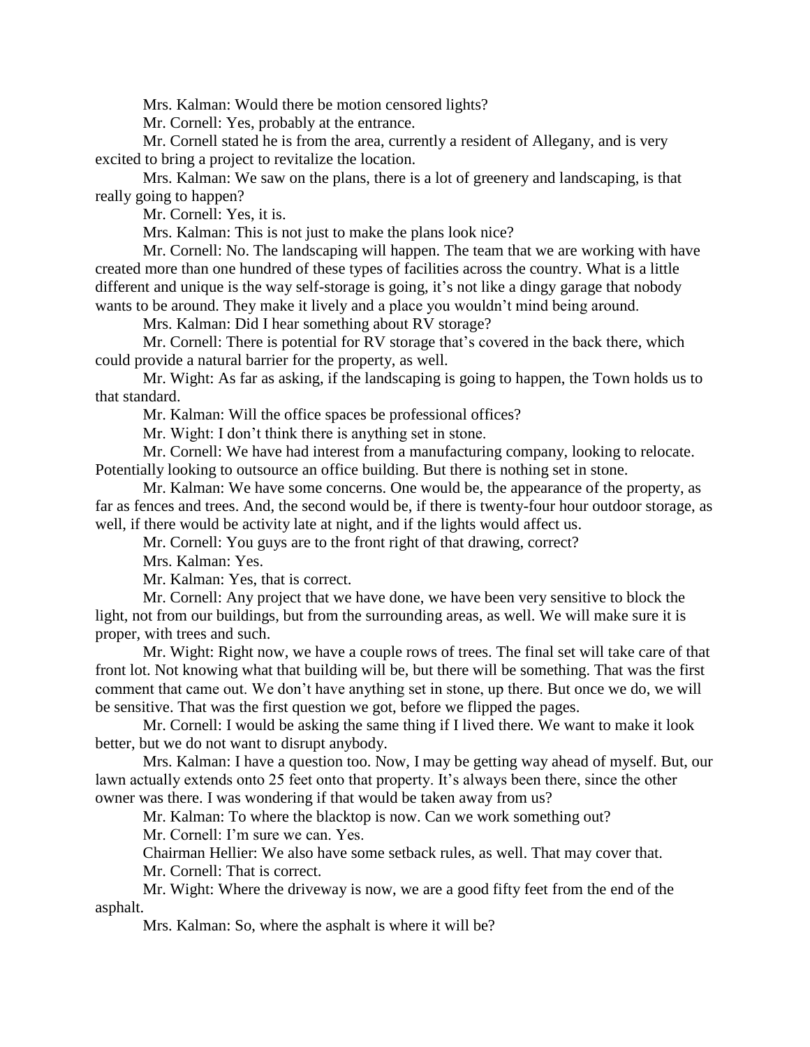Mrs. Kalman: Would there be motion censored lights?

Mr. Cornell: Yes, probably at the entrance.

Mr. Cornell stated he is from the area, currently a resident of Allegany, and is very excited to bring a project to revitalize the location.

Mrs. Kalman: We saw on the plans, there is a lot of greenery and landscaping, is that really going to happen?

Mr. Cornell: Yes, it is.

Mrs. Kalman: This is not just to make the plans look nice?

Mr. Cornell: No. The landscaping will happen. The team that we are working with have created more than one hundred of these types of facilities across the country. What is a little different and unique is the way self-storage is going, it's not like a dingy garage that nobody wants to be around. They make it lively and a place you wouldn't mind being around.

Mrs. Kalman: Did I hear something about RV storage?

Mr. Cornell: There is potential for RV storage that's covered in the back there, which could provide a natural barrier for the property, as well.

Mr. Wight: As far as asking, if the landscaping is going to happen, the Town holds us to that standard.

Mr. Kalman: Will the office spaces be professional offices?

Mr. Wight: I don't think there is anything set in stone.

Mr. Cornell: We have had interest from a manufacturing company, looking to relocate. Potentially looking to outsource an office building. But there is nothing set in stone.

Mr. Kalman: We have some concerns. One would be, the appearance of the property, as far as fences and trees. And, the second would be, if there is twenty-four hour outdoor storage, as well, if there would be activity late at night, and if the lights would affect us.

Mr. Cornell: You guys are to the front right of that drawing, correct?

Mrs. Kalman: Yes.

Mr. Kalman: Yes, that is correct.

Mr. Cornell: Any project that we have done, we have been very sensitive to block the light, not from our buildings, but from the surrounding areas, as well. We will make sure it is proper, with trees and such.

Mr. Wight: Right now, we have a couple rows of trees. The final set will take care of that front lot. Not knowing what that building will be, but there will be something. That was the first comment that came out. We don't have anything set in stone, up there. But once we do, we will be sensitive. That was the first question we got, before we flipped the pages.

Mr. Cornell: I would be asking the same thing if I lived there. We want to make it look better, but we do not want to disrupt anybody.

Mrs. Kalman: I have a question too. Now, I may be getting way ahead of myself. But, our lawn actually extends onto 25 feet onto that property. It's always been there, since the other owner was there. I was wondering if that would be taken away from us?

Mr. Kalman: To where the blacktop is now. Can we work something out?

Mr. Cornell: I'm sure we can. Yes.

Chairman Hellier: We also have some setback rules, as well. That may cover that.

Mr. Cornell: That is correct.

Mr. Wight: Where the driveway is now, we are a good fifty feet from the end of the asphalt.

Mrs. Kalman: So, where the asphalt is where it will be?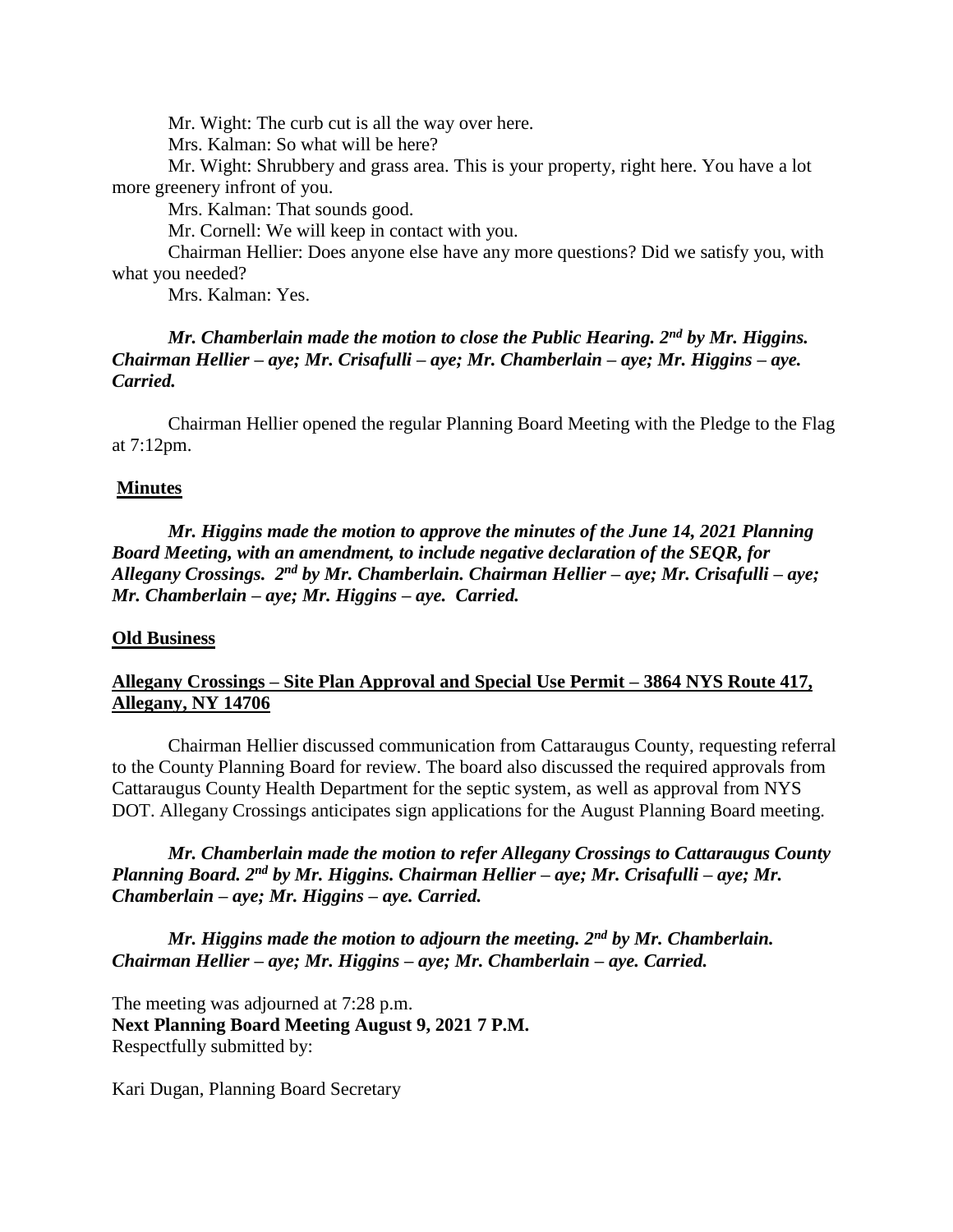Mr. Wight: The curb cut is all the way over here.

Mrs. Kalman: So what will be here?

Mr. Wight: Shrubbery and grass area. This is your property, right here. You have a lot more greenery infront of you.

Mrs. Kalman: That sounds good.

Mr. Cornell: We will keep in contact with you.

Chairman Hellier: Does anyone else have any more questions? Did we satisfy you, with what you needed?

Mrs. Kalman: Yes.

***Mr. Chamberlain made the motion to close the Public Hearing. 2nd by Mr. Higgins. Chairman Hellier – aye; Mr. Crisafulli – aye; Mr. Chamberlain – aye; Mr. Higgins – aye. Carried.***

Chairman Hellier opened the regular Planning Board Meeting with the Pledge to the Flag at 7:12pm.

**Minutes**

***Mr. Higgins made the motion to approve the minutes of the June 14, 2021 Planning Board Meeting, with an amendment, to include negative declaration of the SEQR, for Allegany Crossings. 2nd by Mr. Chamberlain. Chairman Hellier – aye; Mr. Crisafulli – aye; Mr. Chamberlain – aye; Mr. Higgins – aye. Carried.***

**Old Business**

**Allegany Crossings – Site Plan Approval and Special Use Permit – 3864 NYS Route 417, Allegany, NY 14706**

Chairman Hellier discussed communication from Cattaraugus County, requesting referral to the County Planning Board for review. The board also discussed the required approvals from Cattaraugus County Health Department for the septic system, as well as approval from NYS DOT. Allegany Crossings anticipates sign applications for the August Planning Board meeting.

***Mr. Chamberlain made the motion to refer Allegany Crossings to Cattaraugus County Planning Board. 2nd by Mr. Higgins. Chairman Hellier – aye; Mr. Crisafulli – aye; Mr. Chamberlain – aye; Mr. Higgins – aye. Carried.***

***Mr. Higgins made the motion to adjourn the meeting. 2nd by Mr. Chamberlain. Chairman Hellier – aye; Mr. Higgins – aye; Mr. Chamberlain – aye. Carried.***

The meeting was adjourned at 7:28 p.m.

**Next Planning Board Meeting August 9, 2021 7 P.M.**

Respectfully submitted by:

Kari Dugan, Planning Board Secretary